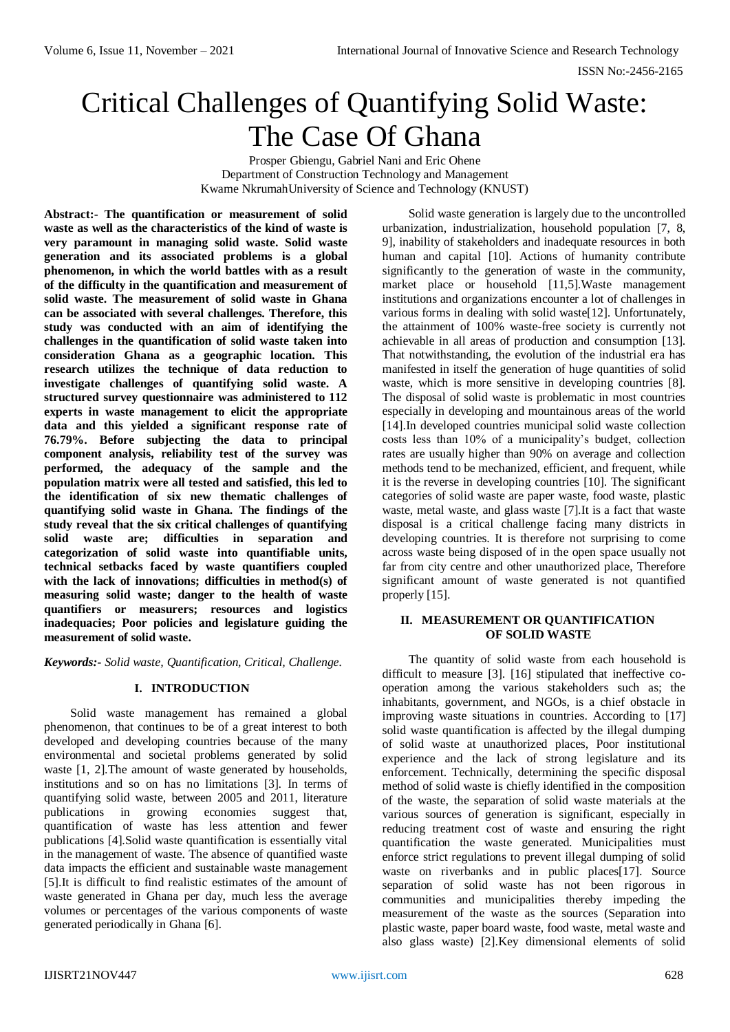# Critical Challenges of Quantifying Solid Waste: The Case Of Ghana

Prosper Gbiengu, Gabriel Nani and Eric Ohene
Department of Construction Technology and Management
Kwame NkrumahUniversity of Science and Technology (KNUST)

**Abstract:- The quantification or measurement of solid waste as well as the characteristics of the kind of waste is very paramount in managing solid waste. Solid waste generation and its associated problems is a global phenomenon, in which the world battles with as a result of the difficulty in the quantification and measurement of solid waste. The measurement of solid waste in Ghana can be associated with several challenges. Therefore, this study was conducted with an aim of identifying the challenges in the quantification of solid waste taken into consideration Ghana as a geographic location. This research utilizes the technique of data reduction to investigate challenges of quantifying solid waste. A structured survey questionnaire was administered to 112 experts in waste management to elicit the appropriate data and this yielded a significant response rate of 76.79%. Before subjecting the data to principal component analysis, reliability test of the survey was performed, the adequacy of the sample and the population matrix were all tested and satisfied, this led to the identification of six new thematic challenges of quantifying solid waste in Ghana. The findings of the study reveal that the six critical challenges of quantifying solid waste are; difficulties in separation and categorization of solid waste into quantifiable units, technical setbacks faced by waste quantifiers coupled with the lack of innovations; difficulties in method(s) of measuring solid waste; danger to the health of waste quantifiers or measurers; resources and logistics inadequacies; Poor policies and legislature guiding the measurement of solid waste.**

***Keywords:-** Solid waste, Quantification, Critical, Challenge.*

## I. INTRODUCTION

Solid waste management has remained a global phenomenon, that continues to be of a great interest to both developed and developing countries because of the many environmental and societal problems generated by solid waste [1, 2].The amount of waste generated by households, institutions and so on has no limitations [3]. In terms of quantifying solid waste, between 2005 and 2011, literature publications in growing economies suggest that, quantification of waste has less attention and fewer publications [4].Solid waste quantification is essentially vital in the management of waste. The absence of quantified waste data impacts the efficient and sustainable waste management [5].It is difficult to find realistic estimates of the amount of waste generated in Ghana per day, much less the average volumes or percentages of the various components of waste generated periodically in Ghana [6].

Solid waste generation is largely due to the uncontrolled urbanization, industrialization, household population [7, 8, 9], inability of stakeholders and inadequate resources in both human and capital [10]. Actions of humanity contribute significantly to the generation of waste in the community, market place or household [11,5].Waste management institutions and organizations encounter a lot of challenges in various forms in dealing with solid waste[12]. Unfortunately, the attainment of 100% waste-free society is currently not achievable in all areas of production and consumption [13]. That notwithstanding, the evolution of the industrial era has manifested in itself the generation of huge quantities of solid waste, which is more sensitive in developing countries [8]. The disposal of solid waste is problematic in most countries especially in developing and mountainous areas of the world [14].In developed countries municipal solid waste collection costs less than 10% of a municipality's budget, collection rates are usually higher than 90% on average and collection methods tend to be mechanized, efficient, and frequent, while it is the reverse in developing countries [10]. The significant categories of solid waste are paper waste, food waste, plastic waste, metal waste, and glass waste [7].It is a fact that waste disposal is a critical challenge facing many districts in developing countries. It is therefore not surprising to come across waste being disposed of in the open space usually not far from city centre and other unauthorized place, Therefore significant amount of waste generated is not quantified properly [15].

## II. MEASUREMENT OR QUANTIFICATION OF SOLID WASTE

The quantity of solid waste from each household is difficult to measure [3]. [16] stipulated that ineffective co-operation among the various stakeholders such as; the inhabitants, government, and NGOs, is a chief obstacle in improving waste situations in countries. According to [17] solid waste quantification is affected by the illegal dumping of solid waste at unauthorized places, Poor institutional experience and the lack of strong legislature and its enforcement. Technically, determining the specific disposal method of solid waste is chiefly identified in the composition of the waste, the separation of solid waste materials at the various sources of generation is significant, especially in reducing treatment cost of waste and ensuring the right quantification the waste generated. Municipalities must enforce strict regulations to prevent illegal dumping of solid waste on riverbanks and in public places[17]. Source separation of solid waste has not been rigorous in communities and municipalities thereby impeding the measurement of the waste as the sources (Separation into plastic waste, paper board waste, food waste, metal waste and also glass waste) [2].Key dimensional elements of solid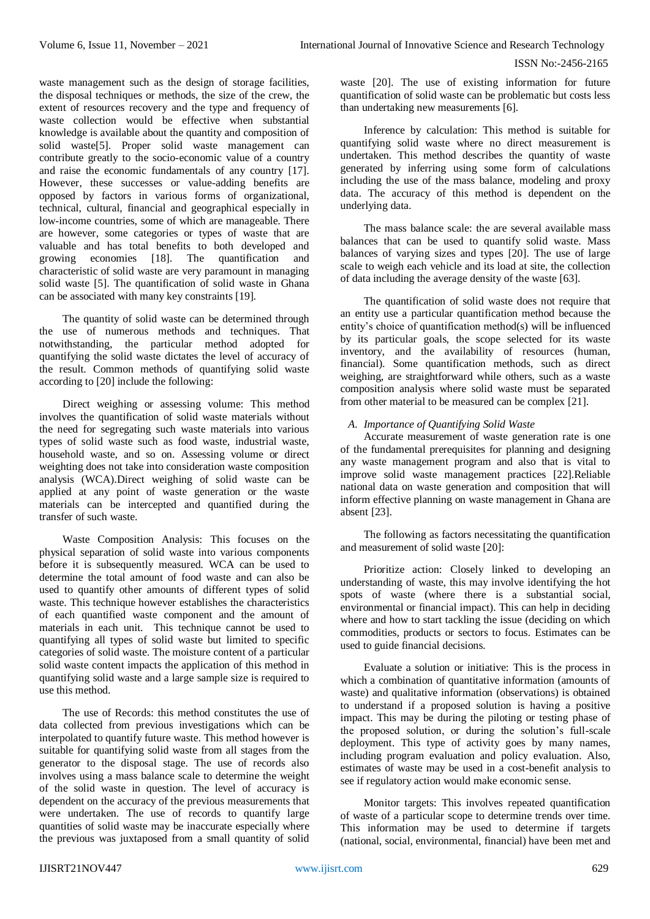waste management such as the design of storage facilities, the disposal techniques or methods, the size of the crew, the extent of resources recovery and the type and frequency of waste collection would be effective when substantial knowledge is available about the quantity and composition of solid waste[5]. Proper solid waste management can contribute greatly to the socio-economic value of a country and raise the economic fundamentals of any country [17]. However, these successes or value-adding benefits are opposed by factors in various forms of organizational, technical, cultural, financial and geographical especially in low-income countries, some of which are manageable. There are however, some categories or types of waste that are valuable and has total benefits to both developed and growing economies [18]. The quantification and characteristic of solid waste are very paramount in managing solid waste [5]. The quantification of solid waste in Ghana can be associated with many key constraints [19].

The quantity of solid waste can be determined through the use of numerous methods and techniques. That notwithstanding, the particular method adopted for quantifying the solid waste dictates the level of accuracy of the result. Common methods of quantifying solid waste according to [20] include the following:

Direct weighing or assessing volume: This method involves the quantification of solid waste materials without the need for segregating such waste materials into various types of solid waste such as food waste, industrial waste, household waste, and so on. Assessing volume or direct weighting does not take into consideration waste composition analysis (WCA).Direct weighing of solid waste can be applied at any point of waste generation or the waste materials can be intercepted and quantified during the transfer of such waste.

Waste Composition Analysis: This focuses on the physical separation of solid waste into various components before it is subsequently measured. WCA can be used to determine the total amount of food waste and can also be used to quantify other amounts of different types of solid waste. This technique however establishes the characteristics of each quantified waste component and the amount of materials in each unit. This technique cannot be used to quantifying all types of solid waste but limited to specific categories of solid waste. The moisture content of a particular solid waste content impacts the application of this method in quantifying solid waste and a large sample size is required to use this method.

The use of Records: this method constitutes the use of data collected from previous investigations which can be interpolated to quantify future waste. This method however is suitable for quantifying solid waste from all stages from the generator to the disposal stage. The use of records also involves using a mass balance scale to determine the weight of the solid waste in question. The level of accuracy is dependent on the accuracy of the previous measurements that were undertaken. The use of records to quantify large quantities of solid waste may be inaccurate especially where the previous was juxtaposed from a small quantity of solid waste [20]. The use of existing information for future quantification of solid waste can be problematic but costs less than undertaking new measurements [6].

Inference by calculation: This method is suitable for quantifying solid waste where no direct measurement is undertaken. This method describes the quantity of waste generated by inferring using some form of calculations including the use of the mass balance, modeling and proxy data. The accuracy of this method is dependent on the underlying data.

The mass balance scale: the are several available mass balances that can be used to quantify solid waste. Mass balances of varying sizes and types [20]. The use of large scale to weigh each vehicle and its load at site, the collection of data including the average density of the waste [63].

The quantification of solid waste does not require that an entity use a particular quantification method because the entity's choice of quantification method(s) will be influenced by its particular goals, the scope selected for its waste inventory, and the availability of resources (human, financial). Some quantification methods, such as direct weighing, are straightforward while others, such as a waste composition analysis where solid waste must be separated from other material to be measured can be complex [21].

### *A. Importance of Quantifying Solid Waste*

Accurate measurement of waste generation rate is one of the fundamental prerequisites for planning and designing any waste management program and also that is vital to improve solid waste management practices [22].Reliable national data on waste generation and composition that will inform effective planning on waste management in Ghana are absent [23].

The following as factors necessitating the quantification and measurement of solid waste [20]:

Prioritize action: Closely linked to developing an understanding of waste, this may involve identifying the hot spots of waste (where there is a substantial social, environmental or financial impact). This can help in deciding where and how to start tackling the issue (deciding on which commodities, products or sectors to focus. Estimates can be used to guide financial decisions.

Evaluate a solution or initiative: This is the process in which a combination of quantitative information (amounts of waste) and qualitative information (observations) is obtained to understand if a proposed solution is having a positive impact. This may be during the piloting or testing phase of the proposed solution, or during the solution's full-scale deployment. This type of activity goes by many names, including program evaluation and policy evaluation. Also, estimates of waste may be used in a cost-benefit analysis to see if regulatory action would make economic sense.

Monitor targets: This involves repeated quantification of waste of a particular scope to determine trends over time. This information may be used to determine if targets (national, social, environmental, financial) have been met and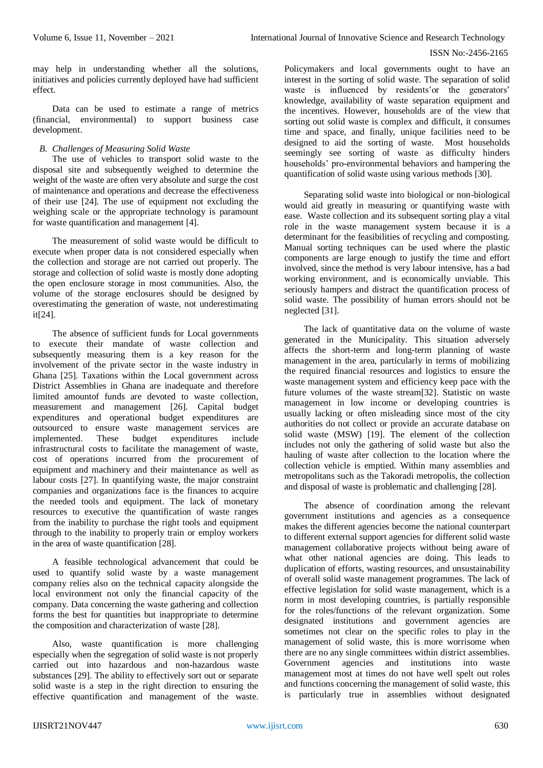may help in understanding whether all the solutions, initiatives and policies currently deployed have had sufficient effect.

Data can be used to estimate a range of metrics (financial, environmental) to support business case development.

### *B. Challenges of Measuring Solid Waste*

The use of vehicles to transport solid waste to the disposal site and subsequently weighed to determine the weight of the waste are often very absolute and surge the cost of maintenance and operations and decrease the effectiveness of their use [24]. The use of equipment not excluding the weighing scale or the appropriate technology is paramount for waste quantification and management [4].

The measurement of solid waste would be difficult to execute when proper data is not considered especially when the collection and storage are not carried out properly. The storage and collection of solid waste is mostly done adopting the open enclosure storage in most communities. Also, the volume of the storage enclosures should be designed by overestimating the generation of waste, not underestimating it[24].

The absence of sufficient funds for Local governments to execute their mandate of waste collection and subsequently measuring them is a key reason for the involvement of the private sector in the waste industry in Ghana [25]. Taxations within the Local government across District Assemblies in Ghana are inadequate and therefore limited amountof funds are devoted to waste collection, measurement and management [26]. Capital budget expenditures and operational budget expenditures are outsourced to ensure waste management services are implemented. These budget expenditures include infrastructural costs to facilitate the management of waste, cost of operations incurred from the procurement of equipment and machinery and their maintenance as well as labour costs [27]. In quantifying waste, the major constraint companies and organizations face is the finances to acquire the needed tools and equipment. The lack of monetary resources to executive the quantification of waste ranges from the inability to purchase the right tools and equipment through to the inability to properly train or employ workers in the area of waste quantification [28].

A feasible technological advancement that could be used to quantify solid waste by a waste management company relies also on the technical capacity alongside the local environment not only the financial capacity of the company. Data concerning the waste gathering and collection forms the best for quantities but inappropriate to determine the composition and characterization of waste [28].

Also, waste quantification is more challenging especially when the segregation of solid waste is not properly carried out into hazardous and non-hazardous waste substances [29]. The ability to effectively sort out or separate solid waste is a step in the right direction to ensuring the effective quantification and management of the waste. Policymakers and local governments ought to have an interest in the sorting of solid waste. The separation of solid waste is influenced by residents'or the generators' knowledge, availability of waste separation equipment and the incentives. However, households are of the view that sorting out solid waste is complex and difficult, it consumes time and space, and finally, unique facilities need to be designed to aid the sorting of waste. Most households seemingly see sorting of waste as difficulty hinders households' pro-environmental behaviors and hampering the quantification of solid waste using various methods [30].

Separating solid waste into biological or non-biological would aid greatly in measuring or quantifying waste with ease. Waste collection and its subsequent sorting play a vital role in the waste management system because it is a determinant for the feasibilities of recycling and composting. Manual sorting techniques can be used where the plastic components are large enough to justify the time and effort involved, since the method is very labour intensive, has a bad working environment, and is economically unviable. This seriously hampers and distract the quantification process of solid waste. The possibility of human errors should not be neglected [31].

The lack of quantitative data on the volume of waste generated in the Municipality. This situation adversely affects the short-term and long-term planning of waste management in the area, particularly in terms of mobilizing the required financial resources and logistics to ensure the waste management system and efficiency keep pace with the future volumes of the waste stream[32]. Statistic on waste management in low income or developing countries is usually lacking or often misleading since most of the city authorities do not collect or provide an accurate database on solid waste (MSW) [19]. The element of the collection includes not only the gathering of solid waste but also the hauling of waste after collection to the location where the collection vehicle is emptied. Within many assemblies and metropolitans such as the Takoradi metropolis, the collection and disposal of waste is problematic and challenging [28].

The absence of coordination among the relevant government institutions and agencies as a consequence makes the different agencies become the national counterpart to different external support agencies for different solid waste management collaborative projects without being aware of what other national agencies are doing. This leads to duplication of efforts, wasting resources, and unsustainability of overall solid waste management programmes. The lack of effective legislation for solid waste management, which is a norm in most developing countries, is partially responsible for the roles/functions of the relevant organization. Some designated institutions and government agencies are sometimes not clear on the specific roles to play in the management of solid waste, this is more worrisome when there are no any single committees within district assemblies. Government agencies and institutions into waste management most at times do not have well spelt out roles and functions concerning the management of solid waste, this is particularly true in assemblies without designated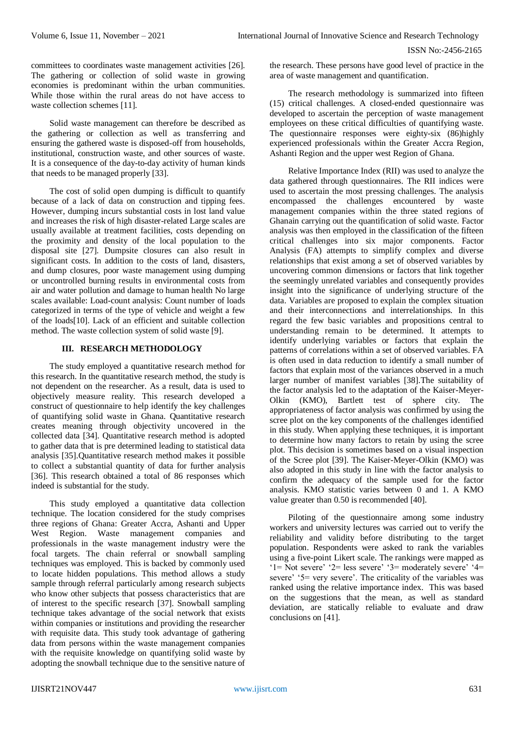committees to coordinates waste management activities [26]. The gathering or collection of solid waste in growing economies is predominant within the urban communities. While those within the rural areas do not have access to waste collection schemes [11].

Solid waste management can therefore be described as the gathering or collection as well as transferring and ensuring the gathered waste is disposed-off from households, institutional, construction waste, and other sources of waste. It is a consequence of the day-to-day activity of human kinds that needs to be managed properly [33].

The cost of solid open dumping is difficult to quantify because of a lack of data on construction and tipping fees. However, dumping incurs substantial costs in lost land value and increases the risk of high disaster-related Large scales are usually available at treatment facilities, costs depending on the proximity and density of the local population to the disposal site [27]. Dumpsite closures can also result in significant costs. In addition to the costs of land, disasters, and dump closures, poor waste management using dumping or uncontrolled burning results in environmental costs from air and water pollution and damage to human health No large scales available: Load-count analysis: Count number of loads categorized in terms of the type of vehicle and weight a few of the loads[10]. Lack of an efficient and suitable collection method. The waste collection system of solid waste [9].

## III. RESEARCH METHODOLOGY

The study employed a quantitative research method for this research. In the quantitative research method, the study is not dependent on the researcher. As a result, data is used to objectively measure reality. This research developed a construct of questionnaire to help identify the key challenges of quantifying solid waste in Ghana. Quantitative research creates meaning through objectivity uncovered in the collected data [34]. Quantitative research method is adopted to gather data that is pre determined leading to statistical data analysis [35].Quantitative research method makes it possible to collect a substantial quantity of data for further analysis [36]. This research obtained a total of 86 responses which indeed is substantial for the study.

This study employed a quantitative data collection technique. The location considered for the study comprises three regions of Ghana: Greater Accra, Ashanti and Upper West Region. Waste management companies and professionals in the waste management industry were the focal targets. The chain referral or snowball sampling techniques was employed. This is backed by commonly used to locate hidden populations. This method allows a study sample through referral particularly among research subjects who know other subjects that possess characteristics that are of interest to the specific research [37]. Snowball sampling technique takes advantage of the social network that exists within companies or institutions and providing the researcher with requisite data. This study took advantage of gathering data from persons within the waste management companies with the requisite knowledge on quantifying solid waste by adopting the snowball technique due to the sensitive nature of the research. These persons have good level of practice in the area of waste management and quantification.

The research methodology is summarized into fifteen (15) critical challenges. A closed-ended questionnaire was developed to ascertain the perception of waste management employees on these critical difficulties of quantifying waste. The questionnaire responses were eighty-six (86)highly experienced professionals within the Greater Accra Region, Ashanti Region and the upper west Region of Ghana.

Relative Importance Index (RII) was used to analyze the data gathered through questionnaires. The RII indices were used to ascertain the most pressing challenges. The analysis encompassed the challenges encountered by waste management companies within the three stated regions of Ghanain carrying out the quantification of solid waste. Factor analysis was then employed in the classification of the fifteen critical challenges into six major components. Factor Analysis (FA) attempts to simplify complex and diverse relationships that exist among a set of observed variables by uncovering common dimensions or factors that link together the seemingly unrelated variables and consequently provides insight into the significance of underlying structure of the data. Variables are proposed to explain the complex situation and their interconnections and interrelationships. In this regard the few basic variables and propositions central to understanding remain to be determined. It attempts to identify underlying variables or factors that explain the patterns of correlations within a set of observed variables. FA is often used in data reduction to identify a small number of factors that explain most of the variances observed in a much larger number of manifest variables [38].The suitability of the factor analysis led to the adaptation of the Kaiser-Meyer-Olkin (KMO), Bartlett test of sphere city. The appropriateness of factor analysis was confirmed by using the scree plot on the key components of the challenges identified in this study. When applying these techniques, it is important to determine how many factors to retain by using the scree plot. This decision is sometimes based on a visual inspection of the Scree plot [39]. The Kaiser-Meyer-Olkin (KMO) was also adopted in this study in line with the factor analysis to confirm the adequacy of the sample used for the factor analysis. KMO statistic varies between 0 and 1. A KMO value greater than 0.50 is recommended [40].

Piloting of the questionnaire among some industry workers and university lectures was carried out to verify the reliability and validity before distributing to the target population. Respondents were asked to rank the variables using a five-point Likert scale. The rankings were mapped as '1= Not severe' '2= less severe' '3= moderately severe' '4= severe' '5= very severe'. The criticality of the variables was ranked using the relative importance index. This was based on the suggestions that the mean, as well as standard deviation, are statically reliable to evaluate and draw conclusions on [41].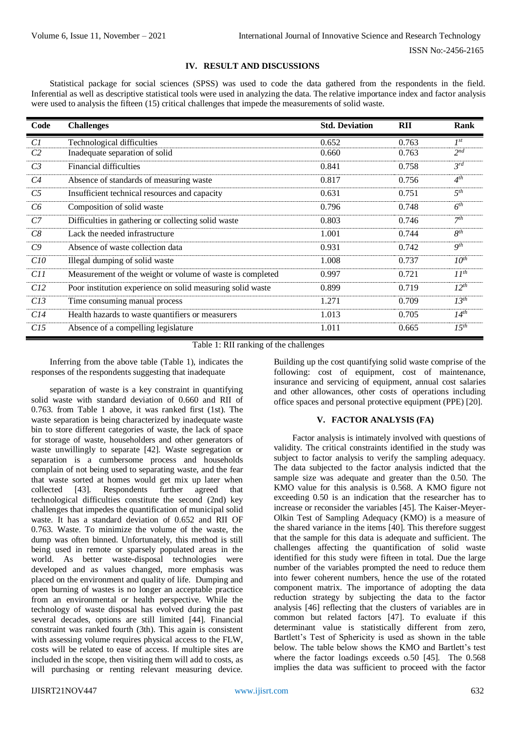## IV. RESULT AND DISCUSSIONS

Statistical package for social sciences (SPSS) was used to code the data gathered from the respondents in the field. Inferential as well as descriptive statistical tools were used in analyzing the data. The relative importance index and factor analysis were used to analysis the fifteen (15) critical challenges that impede the measurements of solid waste.

| Code | Challenges | Std. Deviation | RII | Rank |
|---|---|---|---|---|
| *C1* | Technological difficulties | 0.652 | 0.763 | *1st* |
| *C2* | Inadequate separation of solid | 0.660 | 0.763 | *2nd* |
| *C3* | Financial difficulties | 0.841 | 0.758 | *3rd* |
| *C4* | Absence of standards of measuring waste | 0.817 | 0.756 | *4th* |
| *C5* | Insufficient technical resources and capacity | 0.631 | 0.751 | *5th* |
| *C6* | Composition of solid waste | 0.796 | 0.748 | *6th* |
| *C7* | Difficulties in gathering or collecting solid waste | 0.803 | 0.746 | *7th* |
| *C8* | Lack the needed infrastructure | 1.001 | 0.744 | *8th* |
| *C9* | Absence of waste collection data | 0.931 | 0.742 | *9th* |
| *C10* | Illegal dumping of solid waste | 1.008 | 0.737 | *10th* |
| *C11* | Measurement of the weight or volume of waste is completed | 0.997 | 0.721 | *11th* |
| *C12* | Poor institution experience on solid measuring solid waste | 0.899 | 0.719 | *12th* |
| *C13* | Time consuming manual process | 1.271 | 0.709 | *13th* |
| *C14* | Health hazards to waste quantifiers or measurers | 1.013 | 0.705 | *14th* |
| *C15* | Absence of a compelling legislature | 1.011 | 0.665 | *15th* |

Table 1: RII ranking of the challenges

Inferring from the above table (Table 1), indicates the responses of the respondents suggesting that inadequate

separation of waste is a key constraint in quantifying solid waste with standard deviation of 0.660 and RII of 0.763. from Table 1 above, it was ranked first (1st). The waste separation is being characterized by inadequate waste bin to store different categories of waste, the lack of space for storage of waste, householders and other generators of waste unwillingly to separate [42]. Waste segregation or separation is a cumbersome process and households complain of not being used to separating waste, and the fear that waste sorted at homes would get mix up later when collected [43]. Respondents further agreed that technological difficulties constitute the second (2nd) key challenges that impedes the quantification of municipal solid waste. It has a standard deviation of 0.652 and RII OF 0.763. Waste. To minimize the volume of the waste, the dump was often binned. Unfortunately, this method is still being used in remote or sparsely populated areas in the world. As better waste-disposal technologies were developed and as values changed, more emphasis was placed on the environment and quality of life. Dumping and open burning of wastes is no longer an acceptable practice from an environmental or health perspective. While the technology of waste disposal has evolved during the past several decades, options are still limited [44]. Financial constraint was ranked fourth (3th). This again is consistent with assessing volume requires physical access to the FLW, costs will be related to ease of access. If multiple sites are included in the scope, then visiting them will add to costs, as will purchasing or renting relevant measuring device. Building up the cost quantifying solid waste comprise of the following: cost of equipment, cost of maintenance, insurance and servicing of equipment, annual cost salaries and other allowances, other costs of operations including office spaces and personal protective equipment (PPE) [20].

## V. FACTOR ANALYSIS (FA)

Factor analysis is intimately involved with questions of validity. The critical constraints identified in the study was subject to factor analysis to verify the sampling adequacy. The data subjected to the factor analysis indicted that the sample size was adequate and greater than the 0.50. The KMO value for this analysis is 0.568. A KMO figure not exceeding 0.50 is an indication that the researcher has to increase or reconsider the variables [45]. The Kaiser-Meyer-Olkin Test of Sampling Adequacy (KMO) is a measure of the shared variance in the items [40]. This therefore suggest that the sample for this data is adequate and sufficient. The challenges affecting the quantification of solid waste identified for this study were fifteen in total. Due the large number of the variables prompted the need to reduce them into fewer coherent numbers, hence the use of the rotated component matrix. The importance of adopting the data reduction strategy by subjecting the data to the factor analysis [46] reflecting that the clusters of variables are in common but related factors [47]. To evaluate if this determinant value is statistically different from zero, Bartlett's Test of Sphericity is used as shown in the table below. The table below shows the KMO and Bartlett's test where the factor loadings exceeds o.50 [45]. The 0.568 implies the data was sufficient to proceed with the factor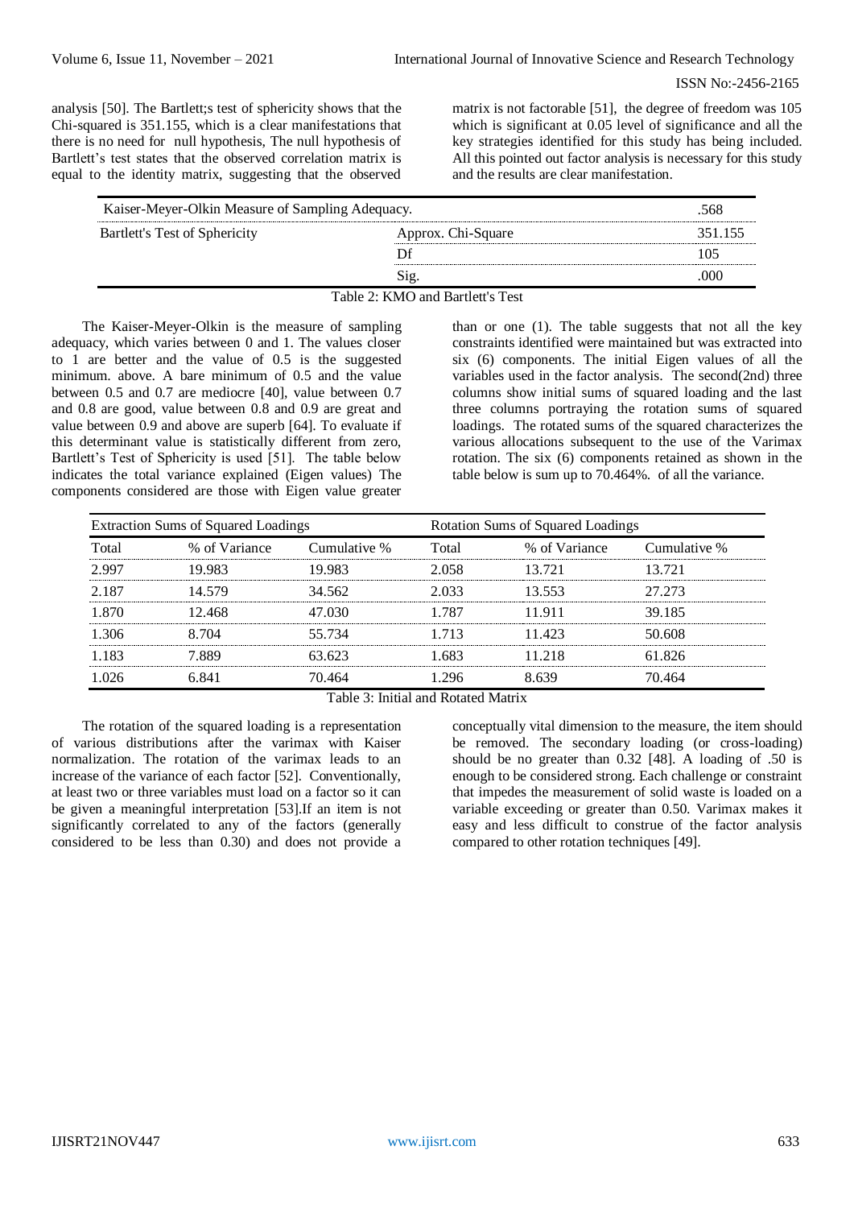analysis [50]. The Bartlett;s test of sphericity shows that the Chi-squared is 351.155, which is a clear manifestations that there is no need for null hypothesis, The null hypothesis of Bartlett's test states that the observed correlation matrix is equal to the identity matrix, suggesting that the observed matrix is not factorable [51], the degree of freedom was 105 which is significant at 0.05 level of significance and all the key strategies identified for this study has being included. All this pointed out factor analysis is necessary for this study and the results are clear manifestation.

| Kaiser-Meyer-Olkin Measure of Sampling Adequacy. | | .568 |
|---|---|---|
| Bartlett's Test of Sphericity | Approx. Chi-Square | 351.155 |
| | Df | 105 |
| | Sig. | .000 |

Table 2: KMO and Bartlett's Test

The Kaiser-Meyer-Olkin is the measure of sampling adequacy, which varies between 0 and 1. The values closer to 1 are better and the value of 0.5 is the suggested minimum. above. A bare minimum of 0.5 and the value between 0.5 and 0.7 are mediocre [40], value between 0.7 and 0.8 are good, value between 0.8 and 0.9 are great and value between 0.9 and above are superb [64]. To evaluate if this determinant value is statistically different from zero, Bartlett's Test of Sphericity is used [51]. The table below indicates the total variance explained (Eigen values) The components considered are those with Eigen value greater than or one (1). The table suggests that not all the key constraints identified were maintained but was extracted into six (6) components. The initial Eigen values of all the variables used in the factor analysis. The second(2nd) three columns show initial sums of squared loading and the last three columns portraying the rotation sums of squared loadings. The rotated sums of the squared characterizes the various allocations subsequent to the use of the Varimax rotation. The six (6) components retained as shown in the table below is sum up to 70.464%. of all the variance.

| Extraction Sums of Squared Loadings | | | Rotation Sums of Squared Loadings | | |
|---|---|---|---|---|---|
| Total | % of Variance | Cumulative % | Total | % of Variance | Cumulative % |
| 2.997 | 19.983 | 19.983 | 2.058 | 13.721 | 13.721 |
| 2.187 | 14.579 | 34.562 | 2.033 | 13.553 | 27.273 |
| 1.870 | 12.468 | 47.030 | 1.787 | 11.911 | 39.185 |
| 1.306 | 8.704 | 55.734 | 1.713 | 11.423 | 50.608 |
| 1.183 | 7.889 | 63.623 | 1.683 | 11.218 | 61.826 |
| 1.026 | 6.841 | 70.464 | 1.296 | 8.639 | 70.464 |

Table 3: Initial and Rotated Matrix

The rotation of the squared loading is a representation of various distributions after the varimax with Kaiser normalization. The rotation of the varimax leads to an increase of the variance of each factor [52]. Conventionally, at least two or three variables must load on a factor so it can be given a meaningful interpretation [53].If an item is not significantly correlated to any of the factors (generally considered to be less than 0.30) and does not provide a conceptually vital dimension to the measure, the item should be removed. The secondary loading (or cross-loading) should be no greater than 0.32 [48]. A loading of .50 is enough to be considered strong. Each challenge or constraint that impedes the measurement of solid waste is loaded on a variable exceeding or greater than 0.50. Varimax makes it easy and less difficult to construe of the factor analysis compared to other rotation techniques [49].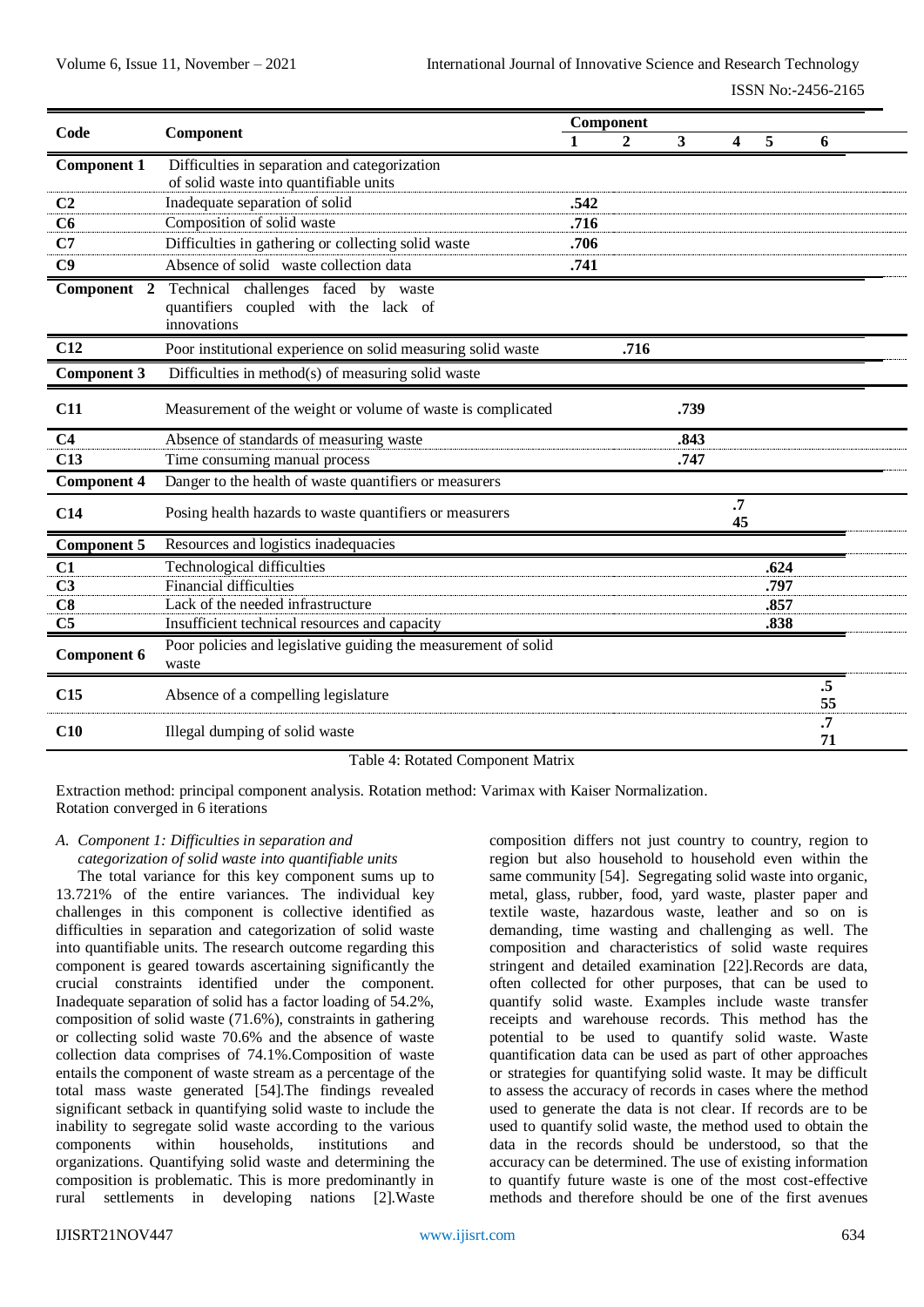| Code | Component | Component | | | | | |
|---|---|---|---|---|---|---|---|
| | | 1 | 2 | 3 | 4 | 5 | 6 |
| **Component 1** | Difficulties in separation and categorization of solid waste into quantifiable units | | | | | | |
| **C2** | Inadequate separation of solid | **.542** | | | | | |
| **C6** | Composition of solid waste | **.716** | | | | | |
| **C7** | Difficulties in gathering or collecting solid waste | **.706** | | | | | |
| **C9** | Absence of solid waste collection data | **.741** | | | | | |
| **Component 2** | Technical challenges faced by waste quantifiers coupled with the lack of innovations | | | | | | |
| **C12** | Poor institutional experience on solid measuring solid waste | | **.716** | | | | |
| **Component 3** | Difficulties in method(s) of measuring solid waste | | | | | | |
| **C11** | Measurement of the weight or volume of waste is complicated | | | **.739** | | | |
| **C4** | Absence of standards of measuring waste | | | **.843** | | | |
| **C13** | Time consuming manual process | | | **.747** | | | |
| **Component 4** | Danger to the health of waste quantifiers or measurers | | | | | | |
| **C14** | Posing health hazards to waste quantifiers or measurers | | | | **.745** | | |
| **Component 5** | Resources and logistics inadequacies | | | | | | |
| **C1** | Technological difficulties | | | | | **.624** | |
| **C3** | Financial difficulties | | | | | **.797** | |
| **C8** | Lack of the needed infrastructure | | | | | **.857** | |
| **C5** | Insufficient technical resources and capacity | | | | | **.838** | |
| **Component 6** | Poor policies and legislative guiding the measurement of solid waste | | | | | | |
| **C15** | Absence of a compelling legislature | | | | | | **.555** |
| **C10** | Illegal dumping of solid waste | | | | | | **.771** |

Table 4: Rotated Component Matrix

Extraction method: principal component analysis. Rotation method: Varimax with Kaiser Normalization.
Rotation converged in 6 iterations

### *A. Component 1: Difficulties in separation and categorization of solid waste into quantifiable units*

The total variance for this key component sums up to 13.721% of the entire variances. The individual key challenges in this component is collective identified as difficulties in separation and categorization of solid waste into quantifiable units. The research outcome regarding this component is geared towards ascertaining significantly the crucial constraints identified under the component. Inadequate separation of solid has a factor loading of 54.2%, composition of solid waste (71.6%), constraints in gathering or collecting solid waste 70.6% and the absence of waste collection data comprises of 74.1%.Composition of waste entails the component of waste stream as a percentage of the total mass waste generated [54].The findings revealed significant setback in quantifying solid waste to include the inability to segregate solid waste according to the various components within households, institutions and organizations. Quantifying solid waste and determining the composition is problematic. This is more predominantly in rural settlements in developing nations [2].Waste composition differs not just country to country, region to region but also household to household even within the same community [54]. Segregating solid waste into organic, metal, glass, rubber, food, yard waste, plaster paper and textile waste, hazardous waste, leather and so on is demanding, time wasting and challenging as well. The composition and characteristics of solid waste requires stringent and detailed examination [22].Records are data, often collected for other purposes, that can be used to quantify solid waste. Examples include waste transfer receipts and warehouse records. This method has the potential to be used to quantify solid waste. Waste quantification data can be used as part of other approaches or strategies for quantifying solid waste. It may be difficult to assess the accuracy of records in cases where the method used to generate the data is not clear. If records are to be used to quantify solid waste, the method used to obtain the data in the records should be understood, so that the accuracy can be determined. The use of existing information to quantify future waste is one of the most cost-effective methods and therefore should be one of the first avenues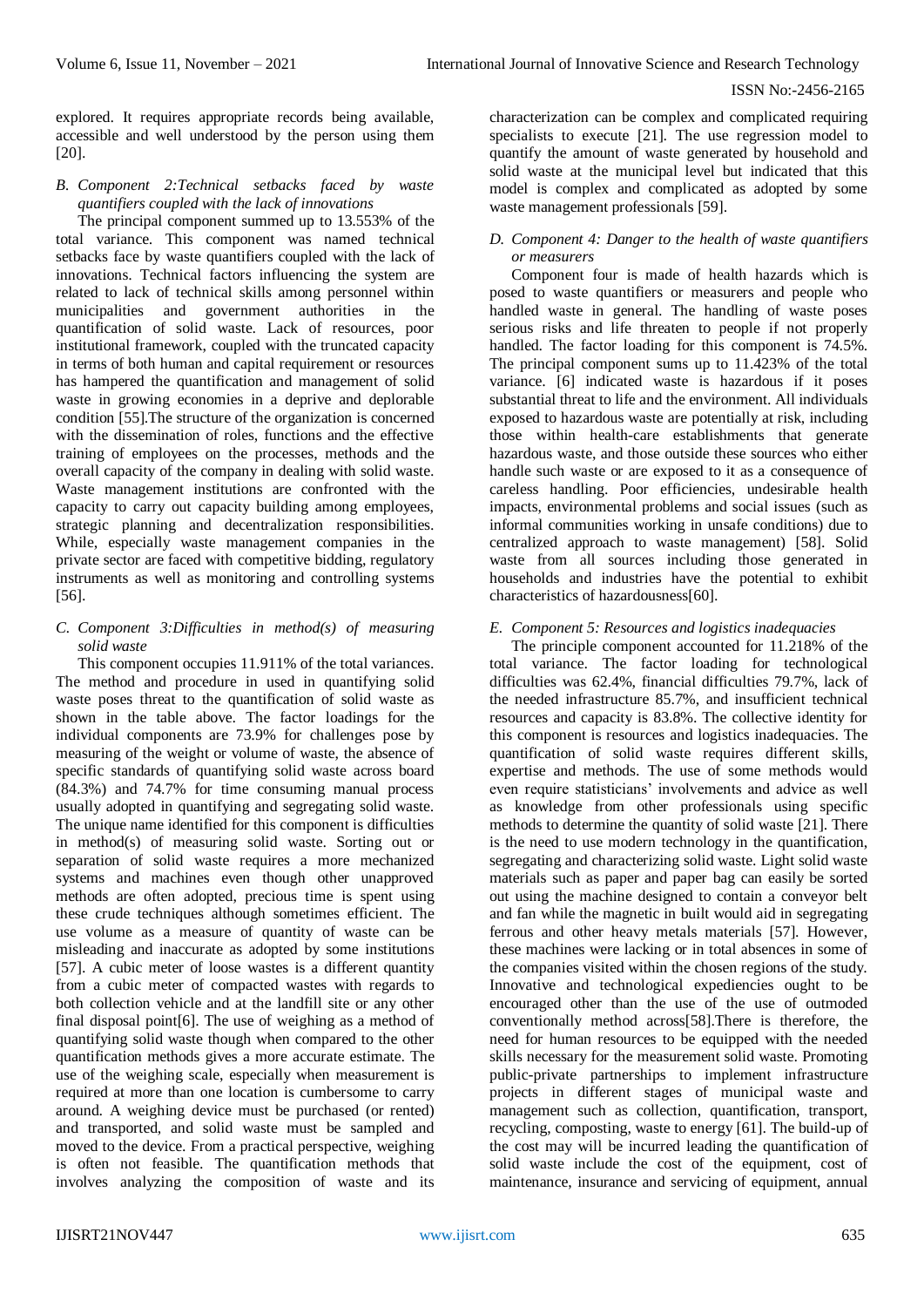explored. It requires appropriate records being available, accessible and well understood by the person using them [20].

### *B. Component 2:Technical setbacks faced by waste quantifiers coupled with the lack of innovations*

The principal component summed up to 13.553% of the total variance. This component was named technical setbacks face by waste quantifiers coupled with the lack of innovations. Technical factors influencing the system are related to lack of technical skills among personnel within municipalities and government authorities in the quantification of solid waste. Lack of resources, poor institutional framework, coupled with the truncated capacity in terms of both human and capital requirement or resources has hampered the quantification and management of solid waste in growing economies in a deprive and deplorable condition [55].The structure of the organization is concerned with the dissemination of roles, functions and the effective training of employees on the processes, methods and the overall capacity of the company in dealing with solid waste. Waste management institutions are confronted with the capacity to carry out capacity building among employees, strategic planning and decentralization responsibilities. While, especially waste management companies in the private sector are faced with competitive bidding, regulatory instruments as well as monitoring and controlling systems [56].

### *C. Component 3:Difficulties in method(s) of measuring solid waste*

This component occupies 11.911% of the total variances. The method and procedure in used in quantifying solid waste poses threat to the quantification of solid waste as shown in the table above. The factor loadings for the individual components are 73.9% for challenges pose by measuring of the weight or volume of waste, the absence of specific standards of quantifying solid waste across board (84.3%) and 74.7% for time consuming manual process usually adopted in quantifying and segregating solid waste. The unique name identified for this component is difficulties in method(s) of measuring solid waste. Sorting out or separation of solid waste requires a more mechanized systems and machines even though other unapproved methods are often adopted, precious time is spent using these crude techniques although sometimes efficient. The use volume as a measure of quantity of waste can be misleading and inaccurate as adopted by some institutions [57]. A cubic meter of loose wastes is a different quantity from a cubic meter of compacted wastes with regards to both collection vehicle and at the landfill site or any other final disposal point[6]. The use of weighing as a method of quantifying solid waste though when compared to the other quantification methods gives a more accurate estimate. The use of the weighing, especially when measurement is required at more than one location is cumbersome to carry around. A weighing device must be purchased (or rented) and transported, and solid waste must be sampled and moved to the device. From a practical perspective, weighing is often not feasible. The quantification methods that involves analyzing the composition of waste and its characterization can be complex and complicated requiring specialists to execute [21]. The use regression model to quantify the amount of waste generated by household and solid waste at the municipal level but indicated that this model is complex and complicated as adopted by some waste management professionals [59].

### *D. Component 4: Danger to the health of waste quantifiers or measurers*

Component four is made of health hazards which is posed to waste quantifiers or measurers and people who handled waste in general. The handling of waste poses serious risks and life threaten to people if not properly handled. The factor loading for this component is 74.5%. The principal component sums up to 11.423% of the total variance. [6] indicated waste is hazardous if it poses substantial threat to life and the environment. All individuals exposed to hazardous waste are potentially at risk, including those within health-care establishments that generate hazardous waste, and those outside these sources who either handle such waste or are exposed to it as a consequence of careless handling. Poor efficiencies, undesirable health impacts, environmental problems and social issues (such as informal communities working in unsafe conditions) due to centralized approach to waste management) [58]. Solid waste from all sources including those generated in households and industries have the potential to exhibit characteristics of hazardousness[60].

### *E. Component 5: Resources and logistics inadequacies*

The principle component accounted for 11.218% of the total variance. The factor loading for technological difficulties was 62.4%, financial difficulties 79.7%, lack of the needed infrastructure 85.7%, and insufficient technical resources and capacity is 83.8%. The collective identity for this component is resources and logistics inadequacies. The quantification of solid waste requires different skills, expertise and methods. The use of some methods would even require statisticians' involvements and advice as well as knowledge from other professionals using specific methods to determine the quantity of solid waste [21]. There is the need to use modern technology in the quantification, segregating and characterizing solid waste. Light solid waste materials such as paper and paper bag can easily be sorted out using the machine designed to contain a conveyor belt and fan while the magnetic in built would aid in segregating ferrous and other heavy metals materials [57]. However, these machines were lacking or in total absences in some of the companies visited within the chosen regions of the study. Innovative and technological expediencies ought to be encouraged other than the use of the use of outmoded conventionally method across[58].There is therefore, the need for human resources to be equipped with the needed skills necessary for the measurement solid waste. Promoting public-private partnerships to implement infrastructure projects in different stages of municipal waste and management such as collection, quantification, transport, recycling, composting, waste to energy [61]. The build-up of the cost may will be incurred leading the quantification of solid waste include the cost of the equipment, cost of maintenance, insurance and servicing of equipment, annual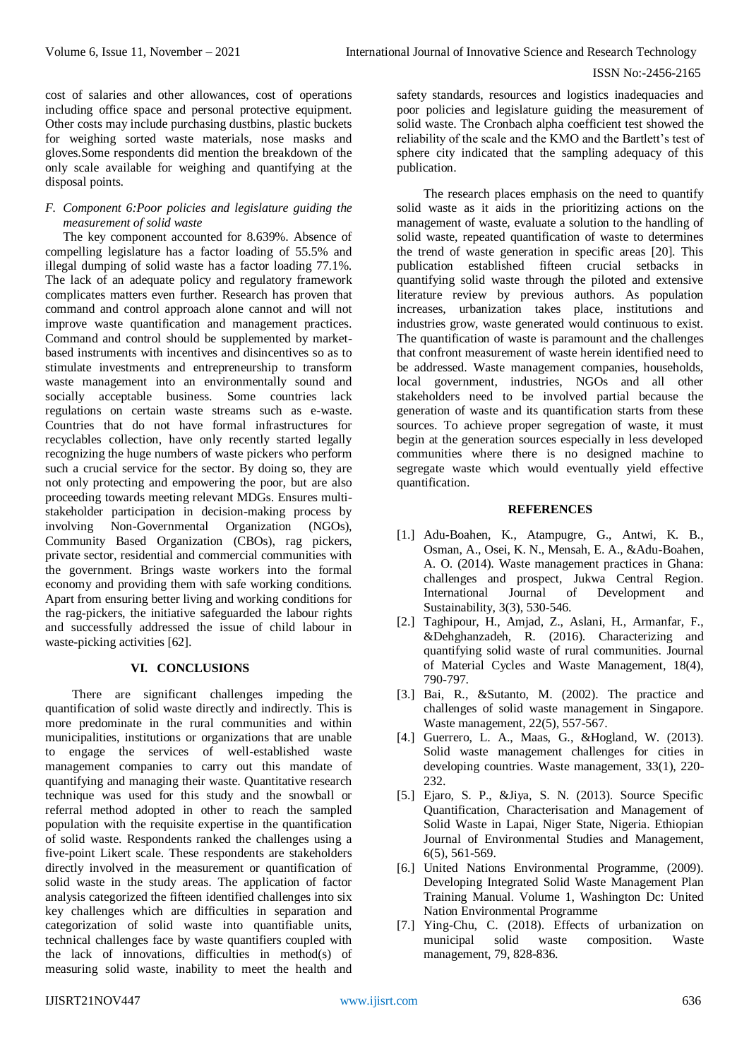cost of salaries and other allowances, cost of operations including office space and personal protective equipment. Other costs may include purchasing dustbins, plastic buckets for weighing sorted waste materials, nose masks and gloves.Some respondents did mention the breakdown of the only scale available for weighing and quantifying at the disposal points.

### *F. Component 6:Poor policies and legislature guiding the measurement of solid waste*

The key component accounted for 8.639%. Absence of compelling legislature has a factor loading of 55.5% and illegal dumping of solid waste has a factor loading 77.1%. The lack of an adequate policy and regulatory framework complicates matters even further. Research has proven that command and control approach alone cannot and will not improve waste quantification and management practices. Command and control should be supplemented by market-based instruments with incentives and disincentives so as to stimulate investments and entrepreneurship to transform waste management into an environmentally sound and socially acceptable business. Some countries lack regulations on certain waste streams such as e-waste. Countries that do not have formal infrastructures for recyclables collection, have only recently started legally recognizing the huge numbers of waste pickers who perform such a crucial service for the sector. By doing so, they are not only protecting and empowering the poor, but are also proceeding towards meeting relevant MDGs. Ensures multi-stakeholder participation in decision-making process by involving Non-Governmental Organization (NGOs), Community Based Organization (CBOs), rag pickers, private sector, residential and commercial communities with the government. Brings waste workers into the formal economy and providing them with safe working conditions. Apart from ensuring better living and working conditions for the rag-pickers, the initiative safeguarded the labour rights and successfully addressed the issue of child labour in waste-picking activities [62].

## VI. CONCLUSIONS

There are significant challenges impeding the quantification of solid waste directly and indirectly. This is more predominate in the rural communities and within municipalities, institutions or organizations that are unable to engage the services of well-established waste management companies to carry out this mandate of quantifying and managing their waste. Quantitative research technique was used for this study and the snowball or referral method adopted in other to reach the sampled population with the requisite expertise in the quantification of solid waste. Respondents ranked the challenges using a five-point Likert scale. These respondents are stakeholders directly involved in the measurement or quantification of solid waste in the study areas. The application of factor analysis categorized the fifteen identified challenges into six key challenges which are difficulties in separation and categorization of solid waste into quantifiable units, technical challenges face by waste quantifiers coupled with the lack of innovations, difficulties in method(s) of measuring solid waste, inability to meet the health and safety standards, resources and logistics inadequacies and poor policies and legislature guiding the measurement of solid waste. The Cronbach alpha coefficient test showed the reliability of the scale and the KMO and the Bartlett's test of sphere city indicated that the sampling adequacy of this publication.

The research places emphasis on the need to quantify solid waste as it aids in the prioritizing actions on the management of waste, evaluate a solution to the handling of solid waste, repeated quantification of waste to determines the trend of waste generation in specific areas [20]. This publication established fifteen crucial setbacks in quantifying solid waste through the piloted and extensive literature review by previous authors. As population increases, urbanization takes place, institutions and industries grow, waste generated would continuous to exist. The quantification of waste is paramount and the challenges that confront measurement of waste herein identified need to be addressed. Waste management companies, households, local government, industries, NGOs and all other stakeholders need to be involved partial because the generation of waste and its quantification starts from these sources. To achieve proper segregation of waste, it must begin at the generation sources especially in less developed communities where there is no designed machine to segregate waste which would eventually yield effective quantification.

## REFERENCES

[1.] Adu-Boahen, K., Atampugre, G., Antwi, K. B., Osman, A., Osei, K. N., Mensah, E. A., &Adu-Boahen, A. O. (2014). Waste management practices in Ghana: challenges and prospect, Jukwa Central Region. International Journal of Development and Sustainability, 3(3), 530-546.

[2.] Taghipour, H., Amjad, Z., Aslani, H., Armanfar, F., &Dehghanzadeh, R. (2016). Characterizing and quantifying solid waste of rural communities. Journal of Material Cycles and Waste Management, 18(4), 790-797.

[3.] Bai, R., &Sutanto, M. (2002). The practice and challenges of solid waste management in Singapore. Waste management, 22(5), 557-567.

[4.] Guerrero, L. A., Maas, G., &Hogland, W. (2013). Solid waste management challenges for cities in developing countries. Waste management, 33(1), 220-232.

[5.] Ejaro, S. P., &Jiya, S. N. (2013). Source Specific Quantification, Characterisation and Management of Solid Waste in Lapai, Niger State, Nigeria. Ethiopian Journal of Environmental Studies and Management, 6(5), 561-569.

[6.] United Nations Environmental Programme, (2009). Developing Integrated Solid Waste Management Plan Training Manual. Volume 1, Washington Dc: United Nation Environmental Programme

[7.] Ying-Chu, C. (2018). Effects of urbanization on municipal solid waste composition. Waste management, 79, 828-836.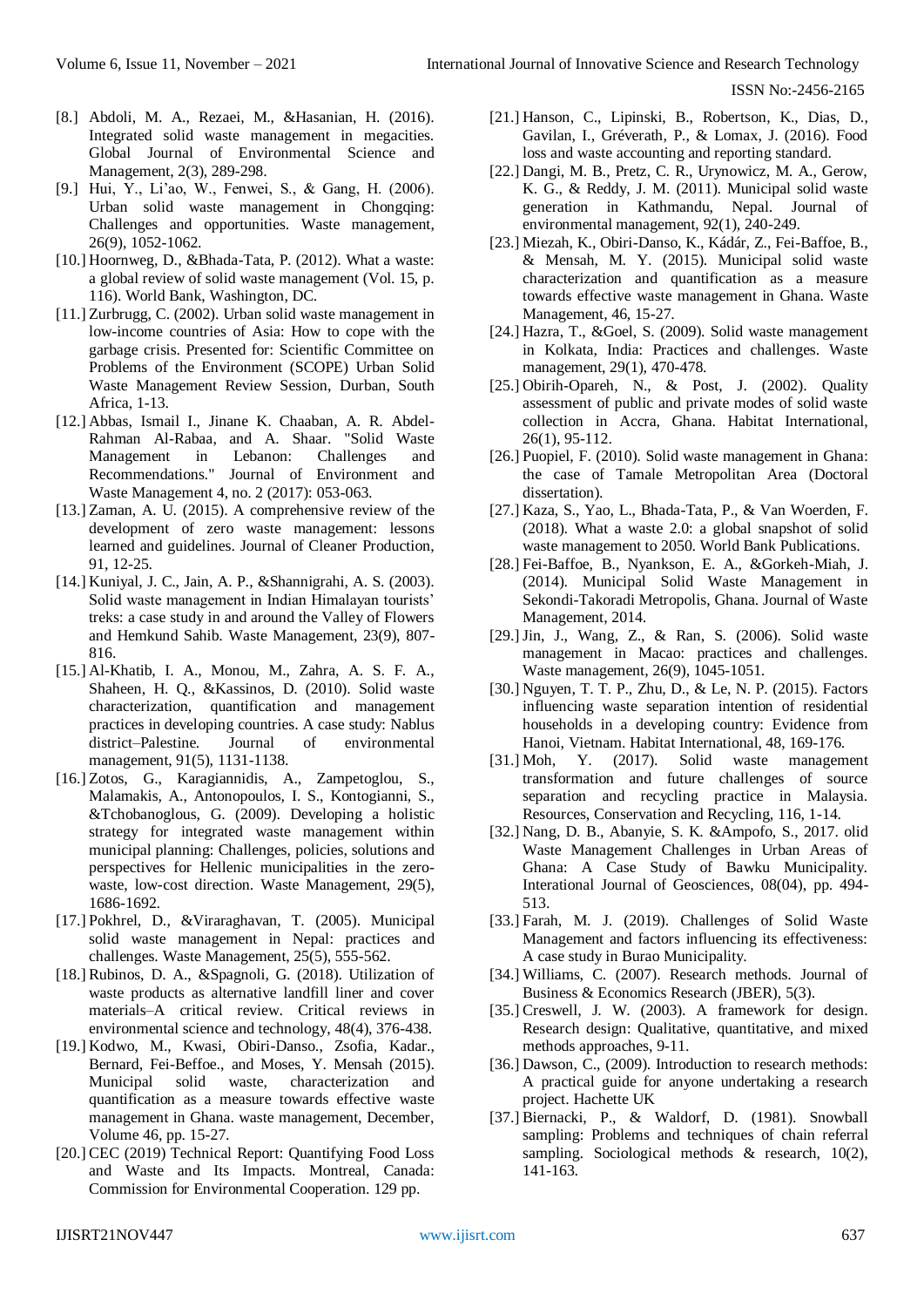[8.] Abdoli, M. A., Rezaei, M., &Hasanian, H. (2016). Integrated solid waste management in megacities. Global Journal of Environmental Science and Management, 2(3), 289-298.

[9.] Hui, Y., Li'ao, W., Fenwei, S., & Gang, H. (2006). Urban solid waste management in Chongqing: Challenges and opportunities. Waste management, 26(9), 1052-1062.

[10.] Hoornweg, D., &Bhada-Tata, P. (2012). What a waste: a global review of solid waste management (Vol. 15, p. 116). World Bank, Washington, DC.

[11.] Zurbrugg, C. (2002). Urban solid waste management in low-income countries of Asia: How to cope with the garbage crisis. Presented for: Scientific Committee on Problems of the Environment (SCOPE) Urban Solid Waste Management Review Session, Durban, South Africa, 1-13.

[12.] Abbas, Ismail I., Jinane K. Chaaban, A. R. Abdel-Rahman Al-Rabaa, and A. Shaar. "Solid Waste Management in Lebanon: Challenges and Recommendations." Journal of Environment and Waste Management 4, no. 2 (2017): 053-063.

[13.] Zaman, A. U. (2015). A comprehensive review of the development of zero waste management: lessons learned and guidelines. Journal of Cleaner Production, 91, 12-25.

[14.] Kuniyal, J. C., Jain, A. P., &Shannigrahi, A. S. (2003). Solid waste management in Indian Himalayan tourists' treks: a case study in and around the Valley of Flowers and Hemkund Sahib. Waste Management, 23(9), 807-816.

[15.] Al-Khatib, I. A., Monou, M., Zahra, A. S. F. A., Shaheen, H. Q., &Kassinos, D. (2010). Solid waste characterization, quantification and management practices in developing countries. A case study: Nablus district–Palestine. Journal of environmental management, 91(5), 1131-1138.

[16.] Zotos, G., Karagiannidis, A., Zampetoglou, S., Malamakis, A., Antonopoulos, I. S., Kontogianni, S., &Tchobanoglous, G. (2009). Developing a holistic strategy for integrated waste management within municipal planning: Challenges, policies, solutions and perspectives for Hellenic municipalities in the zero-waste, low-cost direction. Waste Management, 29(5), 1686-1692.

[17.] Pokhrel, D., &Viraraghavan, T. (2005). Municipal solid waste management in Nepal: practices and challenges. Waste Management, 25(5), 555-562.

[18.] Rubinos, D. A., &Spagnoli, G. (2018). Utilization of waste products as alternative landfill liner and cover materials–A critical review. Critical reviews in environmental science and technology, 48(4), 376-438.

[19.] Kodwo, M., Kwasi, Obiri-Danso., Zsofia, Kadar., Bernard, Fei-Beffoe., and Moses, Y. Mensah (2015). Municipal solid waste, characterization and quantification as a measure towards effective waste management in Ghana. waste management, December, Volume 46, pp. 15-27.

[20.] CEC (2019) Technical Report: Quantifying Food Loss and Waste and Its Impacts. Montreal, Canada: Commission for Environmental Cooperation. 129 pp.

[21.] Hanson, C., Lipinski, B., Robertson, K., Dias, D., Gavilan, I., Gréverath, P., & Lomax, J. (2016). Food loss and waste accounting and reporting standard.

[22.] Dangi, M. B., Pretz, C. R., Urynowicz, M. A., Gerow, K. G., & Reddy, J. M. (2011). Municipal solid waste generation in Kathmandu, Nepal. Journal of environmental management, 92(1), 240-249.

[23.] Miezah, K., Obiri-Danso, K., Kádár, Z., Fei-Baffoe, B., & Mensah, M. Y. (2015). Municipal solid waste characterization and quantification as a measure towards effective waste management in Ghana. Waste Management, 46, 15-27.

[24.] Hazra, T., &Goel, S. (2009). Solid waste management in Kolkata, India: Practices and challenges. Waste management, 29(1), 470-478.

[25.] Obirih-Opareh, N., & Post, J. (2002). Quality assessment of public and private modes of solid waste collection in Accra, Ghana. Habitat International, 26(1), 95-112.

[26.] Puopiel, F. (2010). Solid waste management in Ghana: the case of Tamale Metropolitan Area (Doctoral dissertation).

[27.] Kaza, S., Yao, L., Bhada-Tata, P., & Van Woerden, F. (2018). What a waste 2.0: a global snapshot of solid waste management to 2050. World Bank Publications.

[28.] Fei-Baffoe, B., Nyankson, E. A., &Gorkeh-Miah, J. (2014). Municipal Solid Waste Management in Sekondi-Takoradi Metropolis, Ghana. Journal of Waste Management, 2014.

[29.] Jin, J., Wang, Z., & Ran, S. (2006). Solid waste management in Macao: practices and challenges. Waste management, 26(9), 1045-1051.

[30.] Nguyen, T. T. P., Zhu, D., & Le, N. P. (2015). Factors influencing waste separation intention of residential households in a developing country: Evidence from Hanoi, Vietnam. Habitat International, 48, 169-176.

[31.] Moh, Y. (2017). Solid waste management transformation and future challenges of source separation and recycling practice in Malaysia. Resources, Conservation and Recycling, 116, 1-14.

[32.] Nang, D. B., Abanyie, S. K. &Ampofo, S., 2017. olid Waste Management Challenges in Urban Areas of Ghana: A Case Study of Bawku Municipality. Interational Journal of Geosciences, 08(04), pp. 494-513.

[33.] Farah, M. J. (2019). Challenges of Solid Waste Management and factors influencing its effectiveness: A case study in Burao Municipality.

[34.] Williams, C. (2007). Research methods. Journal of Business & Economics Research (JBER), 5(3).

[35.] Creswell, J. W. (2003). A framework for design. Research design: Qualitative, quantitative, and mixed methods approaches, 9-11.

[36.] Dawson, C., (2009). Introduction to research methods: A practical guide for anyone undertaking a research project. Hachette UK

[37.] Biernacki, P., & Waldorf, D. (1981). Snowball sampling: Problems and techniques of chain referral sampling. Sociological methods & research, 10(2), 141-163.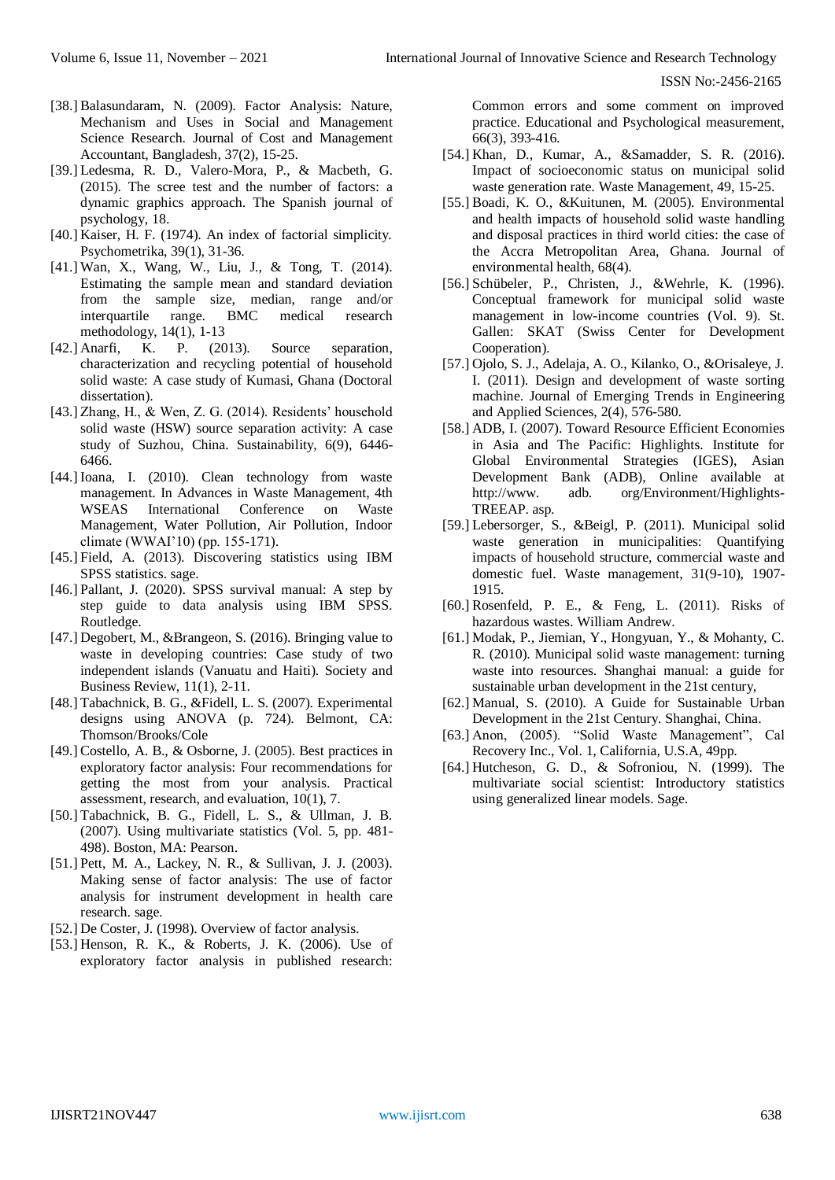[38.] Balasundaram, N. (2009). Factor Analysis: Nature, Mechanism and Uses in Social and Management Science Research. Journal of Cost and Management Accountant, Bangladesh, 37(2), 15-25.

[39.] Ledesma, R. D., Valero-Mora, P., & Macbeth, G. (2015). The scree test and the number of factors: a dynamic graphics approach. The Spanish journal of psychology, 18.

[40.] Kaiser, H. F. (1974). An index of factorial simplicity. Psychometrika, 39(1), 31-36.

[41.] Wan, X., Wang, W., Liu, J., & Tong, T. (2014). Estimating the sample mean and standard deviation from the sample size, median, range and/or interquartile range. BMC medical research methodology, 14(1), 1-13

[42.] Anarfi, K. P. (2013). Source separation, characterization and recycling potential of household solid waste: A case study of Kumasi, Ghana (Doctoral dissertation).

[43.] Zhang, H., & Wen, Z. G. (2014). Residents' household solid waste (HSW) source separation activity: A case study of Suzhou, China. Sustainability, 6(9), 6446-6466.

[44.] Ioana, I. (2010). Clean technology from waste management. In Advances in Waste Management, 4th WSEAS International Conference on Waste Management, Water Pollution, Air Pollution, Indoor climate (WWAI'10) (pp. 155-171).

[45.] Field, A. (2013). Discovering statistics using IBM SPSS statistics. sage.

[46.] Pallant, J. (2020). SPSS survival manual: A step by step guide to data analysis using IBM SPSS. Routledge.

[47.] Degobert, M., &Brangeon, S. (2016). Bringing value to waste in developing countries: Case study of two independent islands (Vanuatu and Haiti). Society and Business Review, 11(1), 2-11.

[48.] Tabachnick, B. G., &Fidell, L. S. (2007). Experimental designs using ANOVA (p. 724). Belmont, CA: Thomson/Brooks/Cole

[49.] Costello, A. B., & Osborne, J. (2005). Best practices in exploratory factor analysis: Four recommendations for getting the most from your analysis. Practical assessment, research, and evaluation, 10(1), 7.

[50.] Tabachnick, B. G., Fidell, L. S., & Ullman, J. B. (2007). Using multivariate statistics (Vol. 5, pp. 481-498). Boston, MA: Pearson.

[51.] Pett, M. A., Lackey, N. R., & Sullivan, J. J. (2003). Making sense of factor analysis: The use of factor analysis for instrument development in health care research. sage.

[52.] De Coster, J. (1998). Overview of factor analysis.

[53.] Henson, R. K., & Roberts, J. K. (2006). Use of exploratory factor analysis in published research: Common errors and some comment on improved practice. Educational and Psychological measurement, 66(3), 393-416.

[54.] Khan, D., Kumar, A., &Samadder, S. R. (2016). Impact of socioeconomic status on municipal solid waste generation rate. Waste Management, 49, 15-25.

[55.] Boadi, K. O., &Kuitunen, M. (2005). Environmental and health impacts of household solid waste handling and disposal practices in third world cities: the case of the Accra Metropolitan Area, Ghana. Journal of environmental health, 68(4).

[56.] Schübeler, P., Christen, J., &Wehrle, K. (1996). Conceptual framework for municipal solid waste management in low-income countries (Vol. 9). St. Gallen: SKAT (Swiss Center for Development Cooperation).

[57.] Ojolo, S. J., Adelaja, A. O., Kilanko, O., &Orisaleye, J. I. (2011). Design and development of waste sorting machine. Journal of Emerging Trends in Engineering and Applied Sciences, 2(4), 576-580.

[58.] ADB, I. (2007). Toward Resource Efficient Economies in Asia and The Pacific: Highlights. Institute for Global Environmental Strategies (IGES), Asian Development Bank (ADB), Online available at http://www. adb. org/Environment/Highlights-TREEAP. asp.

[59.] Lebersorger, S., &Beigl, P. (2011). Municipal solid waste generation in municipalities: Quantifying impacts of household structure, commercial waste and domestic fuel. Waste management, 31(9-10), 1907-1915.

[60.] Rosenfeld, P. E., & Feng, L. (2011). Risks of hazardous wastes. William Andrew.

[61.] Modak, P., Jiemian, Y., Hongyuan, Y., & Mohanty, C. R. (2010). Municipal solid waste management: turning waste into resources. Shanghai manual: a guide for sustainable urban development in the 21st century,

[62.] Manual, S. (2010). A Guide for Sustainable Urban Development in the 21st Century. Shanghai, China.

[63.] Anon, (2005). "Solid Waste Management", Cal Recovery Inc., Vol. 1, California, U.S.A, 49pp.

[64.] Hutcheson, G. D., & Sofroniou, N. (1999). The multivariate social scientist: Introductory statistics using generalized linear models. Sage.